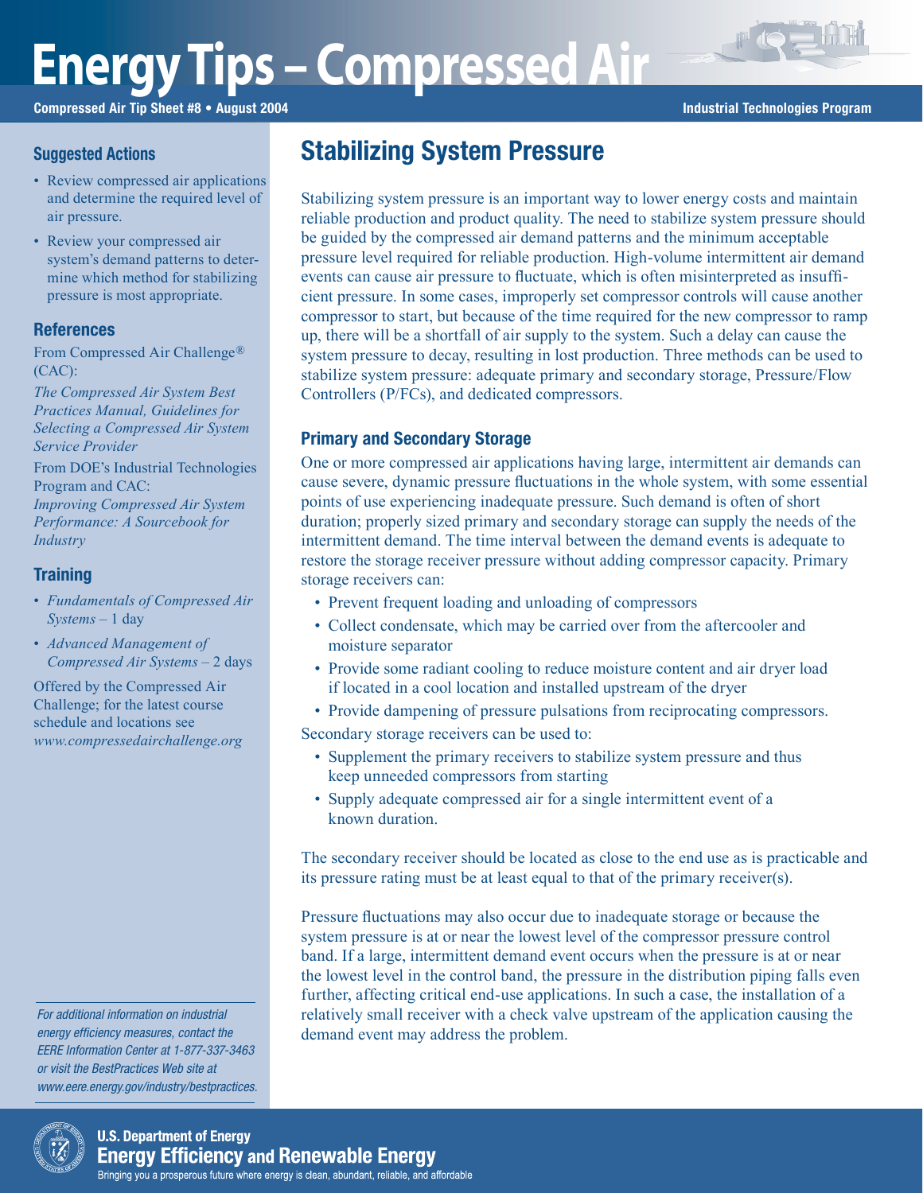# Energy Tips – Compressed Air

**Compressed Air Tip Sheet #8 • August 2004** **Industrial Technologies Program**

## Stabilizing System Pressure

Stabilizing system pressure is an important way to lower energy costs and maintain reliable production and product quality. The need to stabilize system pressure should be guided by the compressed air demand patterns and the minimum acceptable pressure level required for reliable production. High-volume intermittent air demand events can cause air pressure to fluctuate, which is often misinterpreted as insufficient pressure. In some cases, improperly set compressor controls will cause another compressor to start, but because of the time required for the new compressor to ramp up, there will be a shortfall of air supply to the system. Such a delay can cause the system pressure to decay, resulting in lost production. Three methods can be used to stabilize system pressure: adequate primary and secondary storage, Pressure/Flow Controllers (P/FCs), and dedicated compressors.

### Primary and Secondary Storage

One or more compressed air applications having large, intermittent air demands can cause severe, dynamic pressure fluctuations in the whole system, with some essential points of use experiencing inadequate pressure. Such demand is often of short duration; properly sized primary and secondary storage can supply the needs of the intermittent demand. The time interval between the demand events is adequate to restore the storage receiver pressure without adding compressor capacity. Primary storage receivers can:

- Prevent frequent loading and unloading of compressors
- Collect condensate, which may be carried over from the aftercooler and moisture separator
- Provide some radiant cooling to reduce moisture content and air dryer load if located in a cool location and installed upstream of the dryer
- Provide dampening of pressure pulsations from reciprocating compressors.

Secondary storage receivers can be used to:

- Supplement the primary receivers to stabilize system pressure and thus keep unneeded compressors from starting
- Supply adequate compressed air for a single intermittent event of a known duration.

The secondary receiver should be located as close to the end use as is practicable and its pressure rating must be at least equal to that of the primary receiver(s).

Pressure fluctuations may also occur due to inadequate storage or because the system pressure is at or near the lowest level of the compressor pressure control band. If a large, intermittent demand event occurs when the pressure is at or near the lowest level in the control band, the pressure in the distribution piping falls even further, affecting critical end-use applications. In such a case, the installation of a relatively small receiver with a check valve upstream of the application causing the demand event may address the problem.

### Suggested Actions

- Review compressed air applications and determine the required level of air pressure.
- Review your compressed air system's demand patterns to determine which method for stabilizing pressure is most appropriate.

### References

From Compressed Air Challenge® (CAC):

*The Compressed Air System Best Practices Manual, Guidelines for Selecting a Compressed Air System Service Provider*

From DOE's Industrial Technologies Program and CAC:

*Improving Compressed Air System Performance: A Sourcebook for Industry*

### Training

- *Fundamentals of Compressed Air Systems* – 1 day
- *Advanced Management of Compressed Air Systems* – 2 days

Offered by the Compressed Air Challenge; for the latest course schedule and locations see *www.compressedairchallenge.org*

*For additional information on industrial energy efficiency measures, contact the EERE Information Center at 1-877-337-3463 or visit the BestPractices Web site at www.eere.energy.gov/industry/bestpractices.*

**U.S. Department of Energy**
**Energy Efficiency and Renewable Energy**
Bringing you a prosperous future where energy is clean, abundant, reliable, and affordable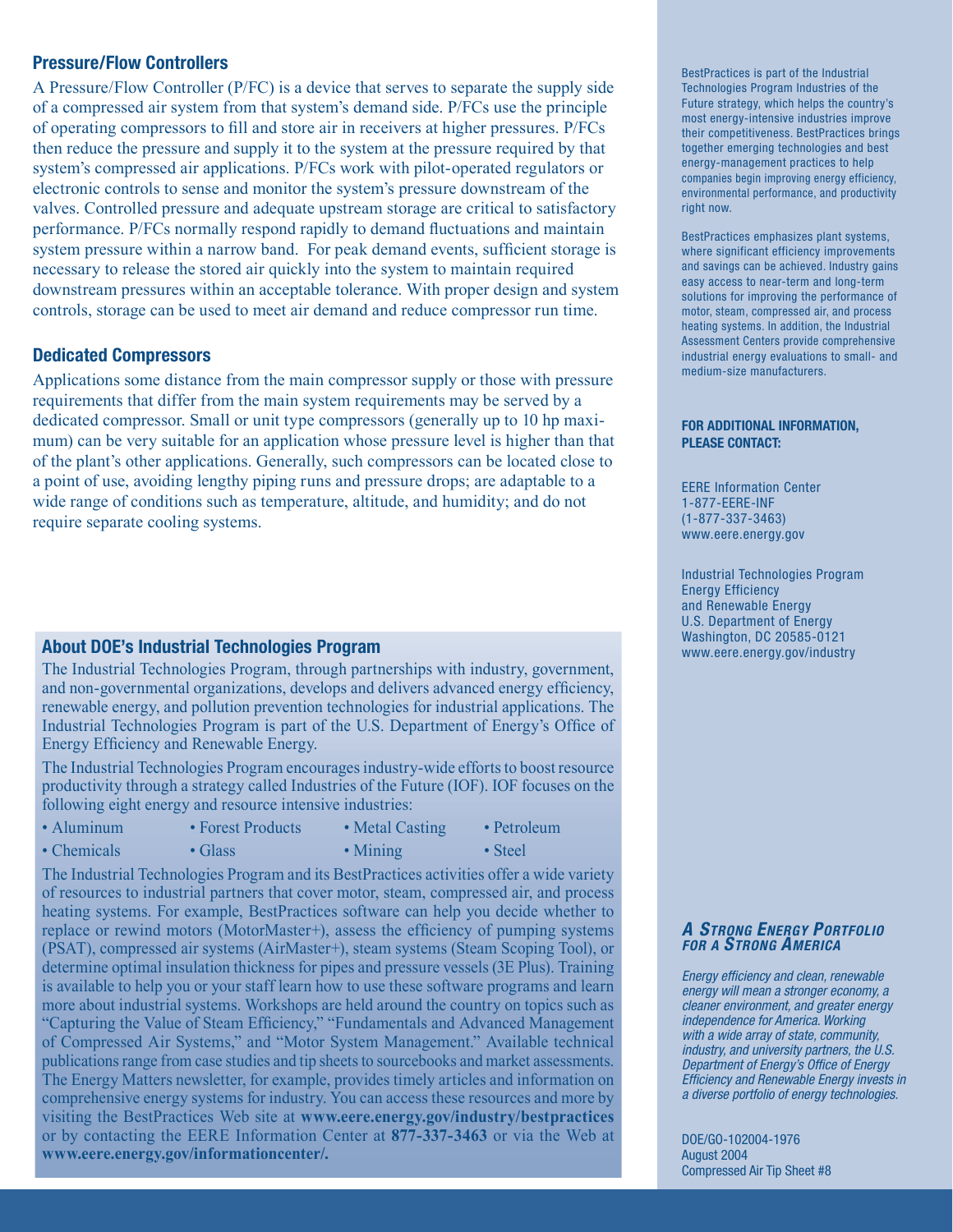## Pressure/Flow Controllers

A Pressure/Flow Controller (P/FC) is a device that serves to separate the supply side of a compressed air system from that system's demand side. P/FCs use the principle of operating compressors to fill and store air in receivers at higher pressures. P/FCs then reduce the pressure and supply it to the system at the pressure required by that system's compressed air applications. P/FCs work with pilot-operated regulators or electronic controls to sense and monitor the system's pressure downstream of the valves. Controlled pressure and adequate upstream storage are critical to satisfactory performance. P/FCs normally respond rapidly to demand fluctuations and maintain system pressure within a narrow band. For peak demand events, sufficient storage is necessary to release the stored air quickly into the system to maintain required downstream pressures within an acceptable tolerance. With proper design and system controls, storage can be used to meet air demand and reduce compressor run time.

## Dedicated Compressors

Applications some distance from the main compressor supply or those with pressure requirements that differ from the main system requirements may be served by a dedicated compressor. Small or unit type compressors (generally up to 10 hp maximum) can be very suitable for an application whose pressure level is higher than that of the plant's other applications. Generally, such compressors can be located close to a point of use, avoiding lengthy piping runs and pressure drops; are adaptable to a wide range of conditions such as temperature, altitude, and humidity; and do not require separate cooling systems.

## About DOE's Industrial Technologies Program

The Industrial Technologies Program, through partnerships with industry, government, and non-governmental organizations, develops and delivers advanced energy efficiency, renewable energy, and pollution prevention technologies for industrial applications. The Industrial Technologies Program is part of the U.S. Department of Energy's Office of Energy Efficiency and Renewable Energy.

The Industrial Technologies Program encourages industry-wide efforts to boost resource productivity through a strategy called Industries of the Future (IOF). IOF focuses on the following eight energy and resource intensive industries:

- Aluminum
- Chemicals
- Forest Products
- Glass
- Metal Casting
- Mining
- Petroleum
- Steel

The Industrial Technologies Program and its BestPractices activities offer a wide variety of resources to industrial partners that cover motor, steam, compressed air, and process heating systems. For example, BestPractices software can help you decide whether to replace or rewind motors (MotorMaster+), assess the efficiency of pumping systems (PSAT), compressed air systems (AirMaster+), steam systems (Steam Scoping Tool), or determine optimal insulation thickness for pipes and pressure vessels (3E Plus). Training is available to help you or your staff learn how to use these software programs and learn more about industrial systems. Workshops are held around the country on topics such as "Capturing the Value of Steam Efficiency," "Fundamentals and Advanced Management of Compressed Air Systems," and "Motor System Management." Available technical publications range from case studies and tip sheets to sourcebooks and market assessments. The Energy Matters newsletter, for example, provides timely articles and information on comprehensive energy systems for industry. You can access these resources and more by visiting the BestPractices Web site at **www.eere.energy.gov/industry/bestpractices** or by contacting the EERE Information Center at **877-337-3463** or via the Web at **www.eere.energy.gov/informationcenter/.**

BestPractices is part of the Industrial Technologies Program Industries of the Future strategy, which helps the country's most energy-intensive industries improve their competitiveness. BestPractices brings together emerging technologies and best energy-management practices to help companies begin improving energy efficiency, environmental performance, and productivity right now.

BestPractices emphasizes plant systems, where significant efficiency improvements and savings can be achieved. Industry gains easy access to near-term and long-term solutions for improving the performance of motor, steam, compressed air, and process heating systems. In addition, the Industrial Assessment Centers provide comprehensive industrial energy evaluations to small- and medium-size manufacturers.

**FOR ADDITIONAL INFORMATION, PLEASE CONTACT:**

EERE Information Center
1-877-EERE-INF
(1-877-337-3463)
www.eere.energy.gov

Industrial Technologies Program
Energy Efficiency
and Renewable Energy
U.S. Department of Energy
Washington, DC 20585-0121
www.eere.energy.gov/industry

***A Strong Energy Portfolio for a Strong America***

*Energy efficiency and clean, renewable energy will mean a stronger economy, a cleaner environment, and greater energy independence for America. Working with a wide array of state, community, industry, and university partners, the U.S. Department of Energy's Office of Energy Efficiency and Renewable Energy invests in a diverse portfolio of energy technologies.*

DOE/GO-102004-1976
August 2004
Compressed Air Tip Sheet #8